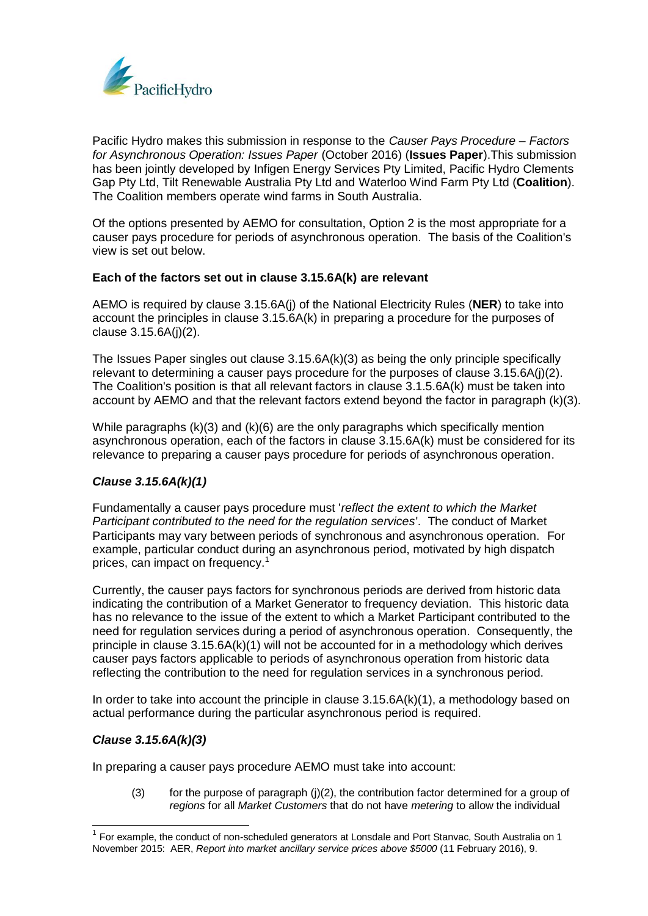Pacific Hydro makes this submission in response to the *Causer Pays Procedure – Factors for Asynchronous Operation: Issues Paper* (October 2016) (**Issues Paper**).This submission has been jointly developed by Infigen Energy Services Pty Limited, Pacific Hydro Clements Gap Pty Ltd, Tilt Renewable Australia Pty Ltd and Waterloo Wind Farm Pty Ltd (**Coalition**). The Coalition members operate wind farms in South Australia.

Of the options presented by AEMO for consultation, Option 2 is the most appropriate for a causer pays procedure for periods of asynchronous operation. The basis of the Coalition's view is set out below.

**Each of the factors set out in clause 3.15.6A(k) are relevant**

AEMO is required by clause 3.15.6A(j) of the National Electricity Rules (**NER**) to take into account the principles in clause 3.15.6A(k) in preparing a procedure for the purposes of clause 3.15.6A(j)(2).

The Issues Paper singles out clause 3.15.6A(k)(3) as being the only principle specifically relevant to determining a causer pays procedure for the purposes of clause 3.15.6A(j)(2). The Coalition's position is that all relevant factors in clause 3.1.5.6A(k) must be taken into account by AEMO and that the relevant factors extend beyond the factor in paragraph (k)(3).

While paragraphs (k)(3) and (k)(6) are the only paragraphs which specifically mention asynchronous operation, each of the factors in clause 3.15.6A(k) must be considered for its relevance to preparing a causer pays procedure for periods of asynchronous operation.

***Clause 3.15.6A(k)(1)***

Fundamentally a causer pays procedure must '*reflect the extent to which the Market Participant contributed to the need for the regulation services*'. The conduct of Market Participants may vary between periods of synchronous and asynchronous operation. For example, particular conduct during an asynchronous period, motivated by high dispatch prices, can impact on frequency.[1]

Currently, the causer pays factors for synchronous periods are derived from historic data indicating the contribution of a Market Generator to frequency deviation. This historic data has no relevance to the issue of the extent to which a Market Participant contributed to the need for regulation services during a period of asynchronous operation. Consequently, the principle in clause 3.15.6A(k)(1) will not be accounted for in a methodology which derives causer pays factors applicable to periods of asynchronous operation from historic data reflecting the contribution to the need for regulation services in a synchronous period.

In order to take into account the principle in clause 3.15.6A(k)(1), a methodology based on actual performance during the particular asynchronous period is required.

***Clause 3.15.6A(k)(3)***

In preparing a causer pays procedure AEMO must take into account:

(3) for the purpose of paragraph (j)(2), the contribution factor determined for a group of *regions* for all *Market Customers* that do not have *metering* to allow the individual

[1] For example, the conduct of non-scheduled generators at Lonsdale and Port Stanvac, South Australia on 1 November 2015: AER, *Report into market ancillary service prices above $5000* (11 February 2016), 9.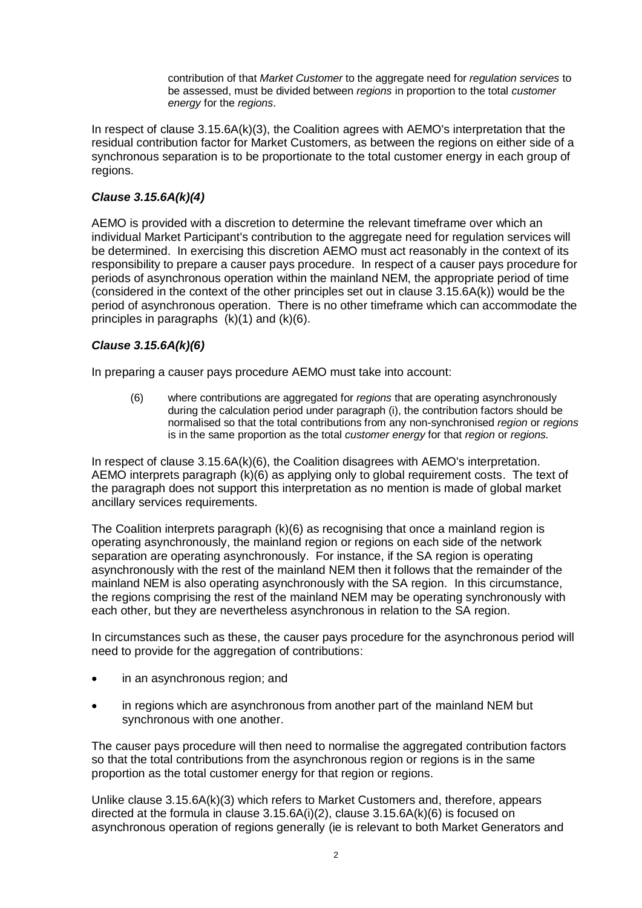> contribution of that *Market Customer* to the aggregate need for *regulation services* to be assessed, must be divided between *regions* in proportion to the total *customer energy* for the *regions*.

In respect of clause 3.15.6A(k)(3), the Coalition agrees with AEMO's interpretation that the residual contribution factor for Market Customers, as between the regions on either side of a synchronous separation is to be proportionate to the total customer energy in each group of regions.

### *Clause 3.15.6A(k)(4)*

AEMO is provided with a discretion to determine the relevant timeframe over which an individual Market Participant's contribution to the aggregate need for regulation services will be determined. In exercising this discretion AEMO must act reasonably in the context of its responsibility to prepare a causer pays procedure. In respect of a causer pays procedure for periods of asynchronous operation within the mainland NEM, the appropriate period of time (considered in the context of the other principles set out in clause 3.15.6A(k)) would be the period of asynchronous operation. There is no other timeframe which can accommodate the principles in paragraphs (k)(1) and (k)(6).

### *Clause 3.15.6A(k)(6)*

In preparing a causer pays procedure AEMO must take into account:

> (6) where contributions are aggregated for *regions* that are operating asynchronously during the calculation period under paragraph (i), the contribution factors should be normalised so that the total contributions from any non-synchronised *region* or *regions* is in the same proportion as the total *customer energy* for that *region* or *regions.*

In respect of clause 3.15.6A(k)(6), the Coalition disagrees with AEMO's interpretation. AEMO interprets paragraph (k)(6) as applying only to global requirement costs. The text of the paragraph does not support this interpretation as no mention is made of global market ancillary services requirements.

The Coalition interprets paragraph (k)(6) as recognising that once a mainland region is operating asynchronously, the mainland region or regions on each side of the network separation are operating asynchronously. For instance, if the SA region is operating asynchronously with the rest of the mainland NEM then it follows that the remainder of the mainland NEM is also operating asynchronously with the SA region. In this circumstance, the regions comprising the rest of the mainland NEM may be operating synchronously with each other, but they are nevertheless asynchronous in relation to the SA region.

In circumstances such as these, the causer pays procedure for the asynchronous period will need to provide for the aggregation of contributions:

- in an asynchronous region; and
- in regions which are asynchronous from another part of the mainland NEM but synchronous with one another.

The causer pays procedure will then need to normalise the aggregated contribution factors so that the total contributions from the asynchronous region or regions is in the same proportion as the total customer energy for that region or regions.

Unlike clause 3.15.6A(k)(3) which refers to Market Customers and, therefore, appears directed at the formula in clause 3.15.6A(i)(2), clause 3.15.6A(k)(6) is focused on asynchronous operation of regions generally (ie is relevant to both Market Generators and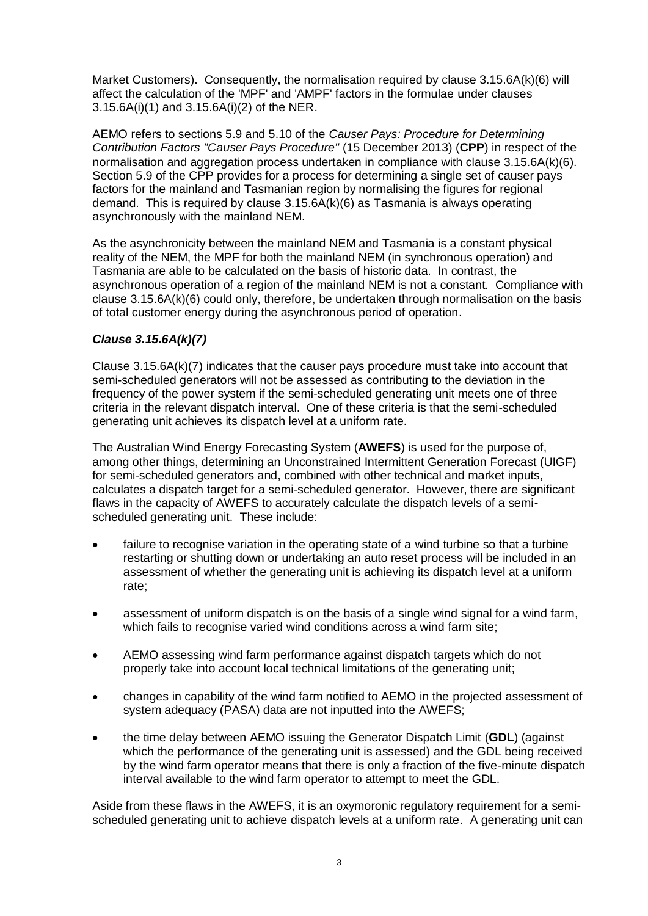Market Customers). Consequently, the normalisation required by clause 3.15.6A(k)(6) will affect the calculation of the 'MPF' and 'AMPF' factors in the formulae under clauses 3.15.6A(i)(1) and 3.15.6A(i)(2) of the NER.

AEMO refers to sections 5.9 and 5.10 of the *Causer Pays: Procedure for Determining Contribution Factors "Causer Pays Procedure"* (15 December 2013) (**CPP**) in respect of the normalisation and aggregation process undertaken in compliance with clause 3.15.6A(k)(6). Section 5.9 of the CPP provides for a process for determining a single set of causer pays factors for the mainland and Tasmanian region by normalising the figures for regional demand. This is required by clause 3.15.6A(k)(6) as Tasmania is always operating asynchronously with the mainland NEM.

As the asynchronicity between the mainland NEM and Tasmania is a constant physical reality of the NEM, the MPF for both the mainland NEM (in synchronous operation) and Tasmania are able to be calculated on the basis of historic data. In contrast, the asynchronous operation of a region of the mainland NEM is not a constant. Compliance with clause 3.15.6A(k)(6) could only, therefore, be undertaken through normalisation on the basis of total customer energy during the asynchronous period of operation.

### *Clause 3.15.6A(k)(7)*

Clause 3.15.6A(k)(7) indicates that the causer pays procedure must take into account that semi-scheduled generators will not be assessed as contributing to the deviation in the frequency of the power system if the semi-scheduled generating unit meets one of three criteria in the relevant dispatch interval. One of these criteria is that the semi-scheduled generating unit achieves its dispatch level at a uniform rate.

The Australian Wind Energy Forecasting System (**AWEFS**) is used for the purpose of, among other things, determining an Unconstrained Intermittent Generation Forecast (UIGF) for semi-scheduled generators and, combined with other technical and market inputs, calculates a dispatch target for a semi-scheduled generator. However, there are significant flaws in the capacity of AWEFS to accurately calculate the dispatch levels of a semi-scheduled generating unit. These include:

- failure to recognise variation in the operating state of a wind turbine so that a turbine restarting or shutting down or undertaking an auto reset process will be included in an assessment of whether the generating unit is achieving its dispatch level at a uniform rate;
- assessment of uniform dispatch is on the basis of a single wind signal for a wind farm, which fails to recognise varied wind conditions across a wind farm site;
- AEMO assessing wind farm performance against dispatch targets which do not properly take into account local technical limitations of the generating unit;
- changes in capability of the wind farm notified to AEMO in the projected assessment of system adequacy (PASA) data are not inputted into the AWEFS;
- the time delay between AEMO issuing the Generator Dispatch Limit (**GDL**) (against which the performance of the generating unit is assessed) and the GDL being received by the wind farm operator means that there is only a fraction of the five-minute dispatch interval available to the wind farm operator to attempt to meet the GDL.

Aside from these flaws in the AWEFS, it is an oxymoronic regulatory requirement for a semi-scheduled generating unit to achieve dispatch levels at a uniform rate. A generating unit can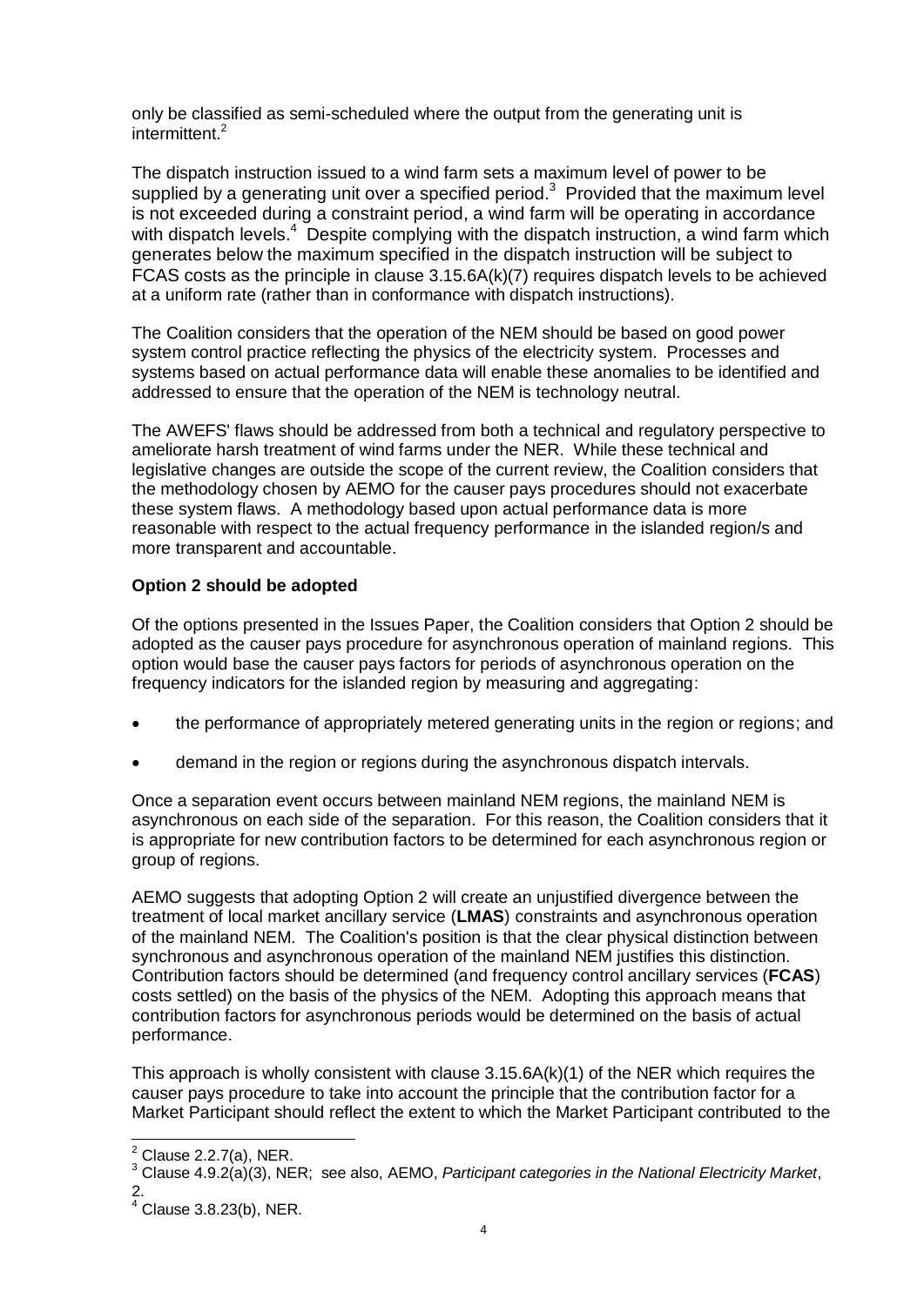only be classified as semi-scheduled where the output from the generating unit is intermittent.[2]

The dispatch instruction issued to a wind farm sets a maximum level of power to be supplied by a generating unit over a specified period.[3] Provided that the maximum level is not exceeded during a constraint period, a wind farm will be operating in accordance with dispatch levels.[4] Despite complying with the dispatch instruction, a wind farm which generates below the maximum specified in the dispatch instruction will be subject to FCAS costs as the principle in clause 3.15.6A(k)(7) requires dispatch levels to be achieved at a uniform rate (rather than in conformance with dispatch instructions).

The Coalition considers that the operation of the NEM should be based on good power system control practice reflecting the physics of the electricity system. Processes and systems based on actual performance data will enable these anomalies to be identified and addressed to ensure that the operation of the NEM is technology neutral.

The AWEFS' flaws should be addressed from both a technical and regulatory perspective to ameliorate harsh treatment of wind farms under the NER. While these technical and legislative changes are outside the scope of the current review, the Coalition considers that the methodology chosen by AEMO for the causer pays procedures should not exacerbate these system flaws. A methodology based upon actual performance data is more reasonable with respect to the actual frequency performance in the islanded region/s and more transparent and accountable.

**Option 2 should be adopted**

Of the options presented in the Issues Paper, the Coalition considers that Option 2 should be adopted as the causer pays procedure for asynchronous operation of mainland regions. This option would base the causer pays factors for periods of asynchronous operation on the frequency indicators for the islanded region by measuring and aggregating:

- the performance of appropriately metered generating units in the region or regions; and
- demand in the region or regions during the asynchronous dispatch intervals.

Once a separation event occurs between mainland NEM regions, the mainland NEM is asynchronous on each side of the separation. For this reason, the Coalition considers that it is appropriate for new contribution factors to be determined for each asynchronous region or group of regions.

AEMO suggests that adopting Option 2 will create an unjustified divergence between the treatment of local market ancillary service (**LMAS**) constraints and asynchronous operation of the mainland NEM. The Coalition's position is that the clear physical distinction between synchronous and asynchronous operation of the mainland NEM justifies this distinction. Contribution factors should be determined (and frequency control ancillary services (**FCAS**) costs settled) on the basis of the physics of the NEM. Adopting this approach means that contribution factors for asynchronous periods would be determined on the basis of actual performance.

This approach is wholly consistent with clause 3.15.6A(k)(1) of the NER which requires the causer pays procedure to take into account the principle that the contribution factor for a Market Participant should reflect the extent to which the Market Participant contributed to the

---

[2] Clause 2.2.7(a), NER.

[3] Clause 4.9.2(a)(3), NER; see also, AEMO, *Participant categories in the National Electricity Market*, 2.

[4] Clause 3.8.23(b), NER.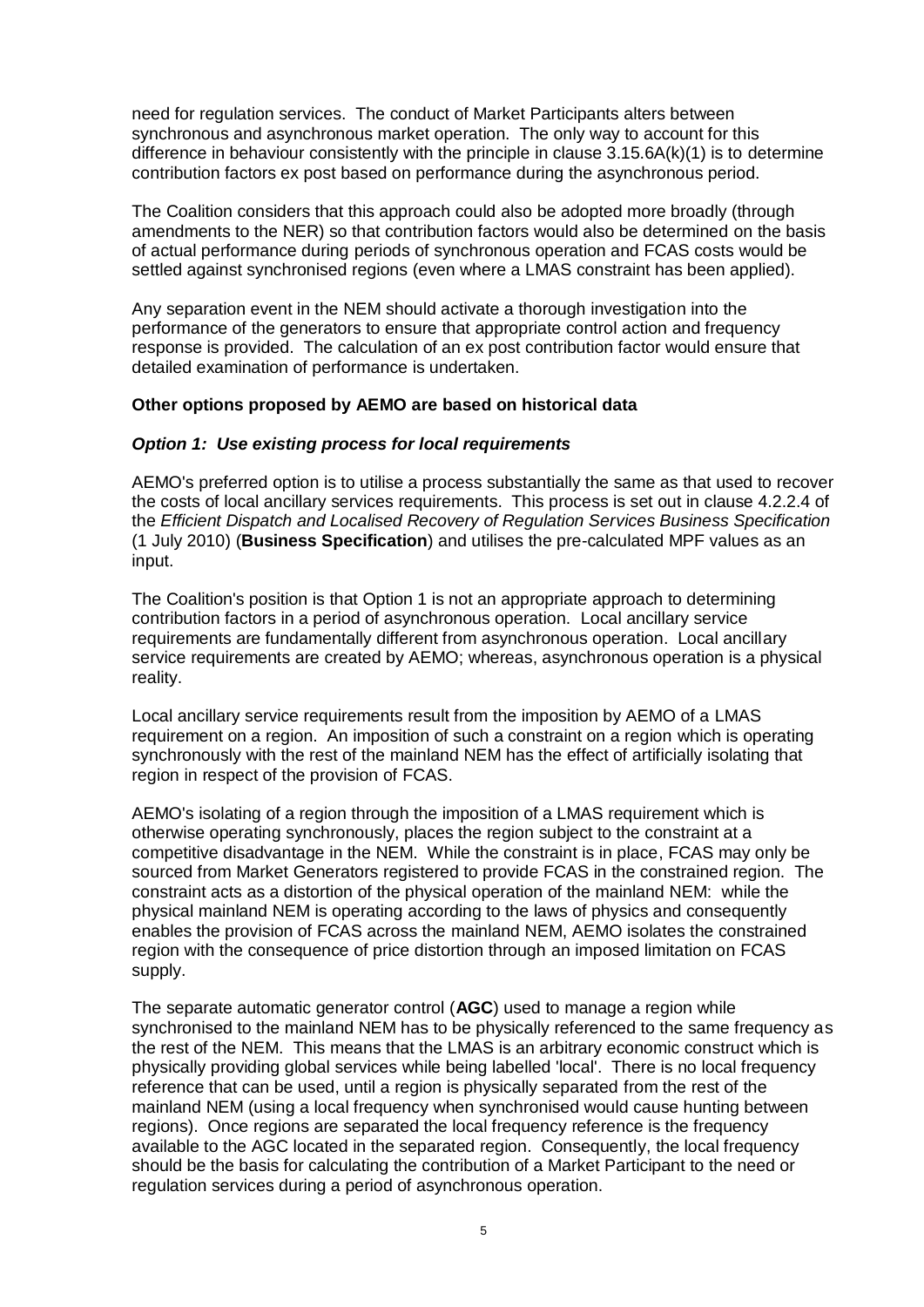need for regulation services. The conduct of Market Participants alters between synchronous and asynchronous market operation. The only way to account for this difference in behaviour consistently with the principle in clause 3.15.6A(k)(1) is to determine contribution factors ex post based on performance during the asynchronous period.

The Coalition considers that this approach could also be adopted more broadly (through amendments to the NER) so that contribution factors would also be determined on the basis of actual performance during periods of synchronous operation and FCAS costs would be settled against synchronised regions (even where a LMAS constraint has been applied).

Any separation event in the NEM should activate a thorough investigation into the performance of the generators to ensure that appropriate control action and frequency response is provided. The calculation of an ex post contribution factor would ensure that detailed examination of performance is undertaken.

**Other options proposed by AEMO are based on historical data**

***Option 1: Use existing process for local requirements***

AEMO's preferred option is to utilise a process substantially the same as that used to recover the costs of local ancillary services requirements. This process is set out in clause 4.2.2.4 of the *Efficient Dispatch and Localised Recovery of Regulation Services Business Specification* (1 July 2010) (**Business Specification**) and utilises the pre-calculated MPF values as an input.

The Coalition's position is that Option 1 is not an appropriate approach to determining contribution factors in a period of asynchronous operation. Local ancillary service requirements are fundamentally different from asynchronous operation. Local ancillary service requirements are created by AEMO; whereas, asynchronous operation is a physical reality.

Local ancillary service requirements result from the imposition by AEMO of a LMAS requirement on a region. An imposition of such a constraint on a region which is operating synchronously with the rest of the mainland NEM has the effect of artificially isolating that region in respect of the provision of FCAS.

AEMO's isolating of a region through the imposition of a LMAS requirement which is otherwise operating synchronously, places the region subject to the constraint at a competitive disadvantage in the NEM. While the constraint is in place, FCAS may only be sourced from Market Generators registered to provide FCAS in the constrained region. The constraint acts as a distortion of the physical operation of the mainland NEM: while the physical mainland NEM is operating according to the laws of physics and consequently enables the provision of FCAS across the mainland NEM, AEMO isolates the constrained region with the consequence of price distortion through an imposed limitation on FCAS supply.

The separate automatic generator control (**AGC**) used to manage a region while synchronised to the mainland NEM has to be physically referenced to the same frequency as the rest of the NEM. This means that the LMAS is an arbitrary economic construct which is physically providing global services while being labelled 'local'. There is no local frequency reference that can be used, until a region is physically separated from the rest of the mainland NEM (using a local frequency when synchronised would cause hunting between regions). Once regions are separated the local frequency reference is the frequency available to the AGC located in the separated region. Consequently, the local frequency should be the basis for calculating the contribution of a Market Participant to the need or regulation services during a period of asynchronous operation.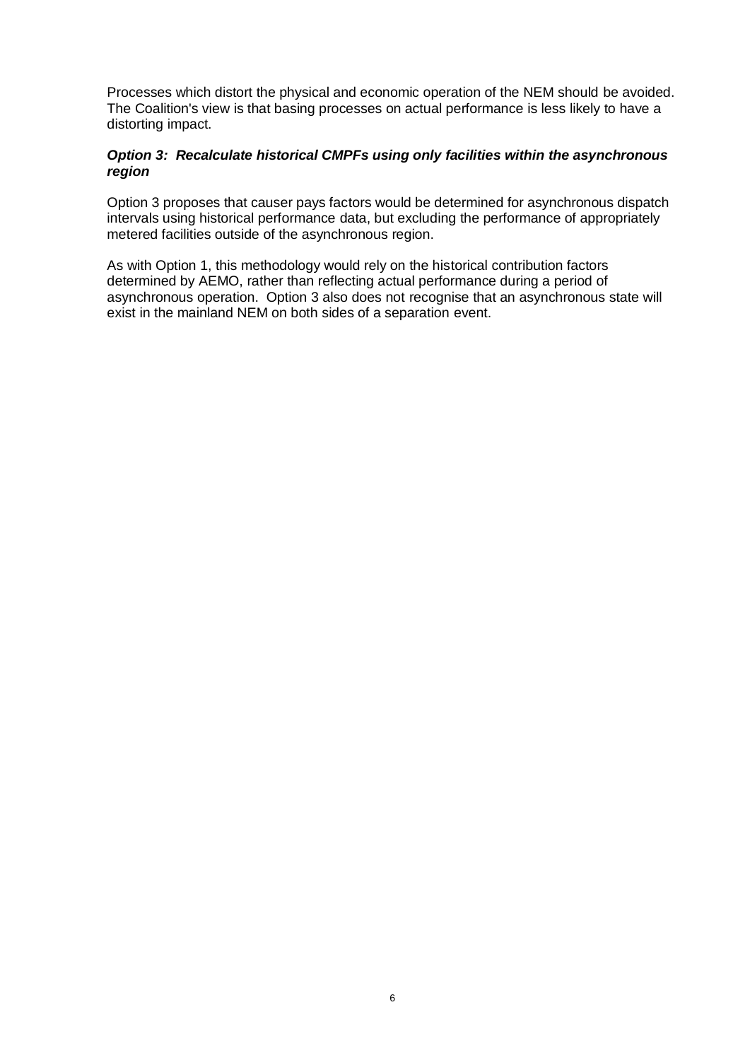Processes which distort the physical and economic operation of the NEM should be avoided. The Coalition's view is that basing processes on actual performance is less likely to have a distorting impact.

***Option 3: Recalculate historical CMPFs using only facilities within the asynchronous region***

Option 3 proposes that causer pays factors would be determined for asynchronous dispatch intervals using historical performance data, but excluding the performance of appropriately metered facilities outside of the asynchronous region.

As with Option 1, this methodology would rely on the historical contribution factors determined by AEMO, rather than reflecting actual performance during a period of asynchronous operation. Option 3 also does not recognise that an asynchronous state will exist in the mainland NEM on both sides of a separation event.